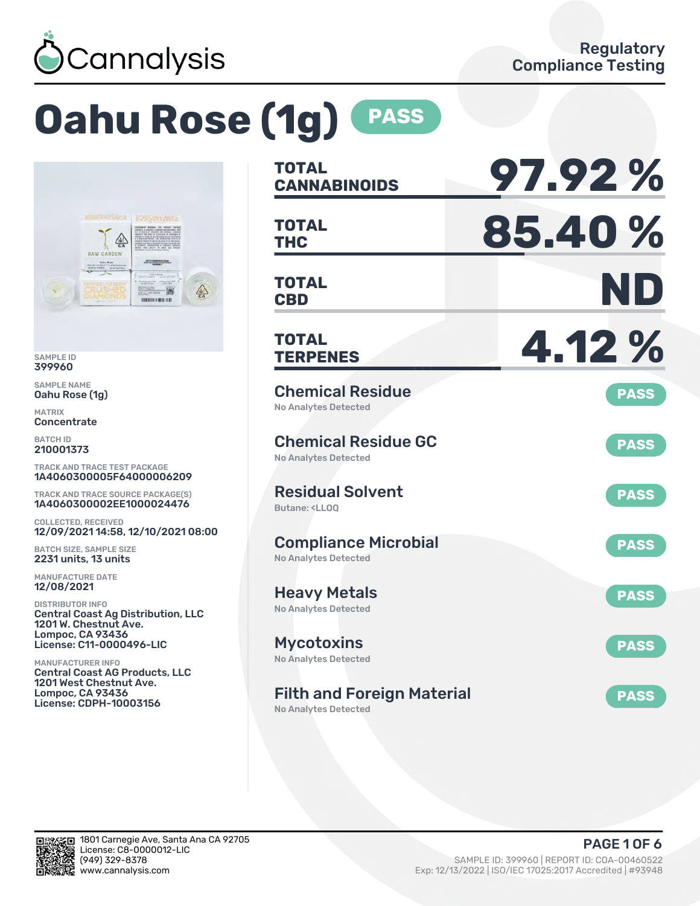Cannalysis

Regulatory Compliance Testing

# Oahu Rose (1g) PASS

SAMPLE ID
399960

SAMPLE NAME
Oahu Rose (1g)

MATRIX
Concentrate

BATCH ID
210001373

TRACK AND TRACE TEST PACKAGE
1A4060300005F64000006209

TRACK AND TRACE SOURCE PACKAGE(S)
1A4060300002EE1000024476

COLLECTED, RECEIVED
12/09/2021 14:58, 12/10/2021 08:00

BATCH SIZE, SAMPLE SIZE
2231 units, 13 units

MANUFACTURE DATE
12/08/2021

DISTRIBUTOR INFO
Central Coast Ag Distribution, LLC
1201 W. Chestnut Ave.
Lompoc, CA 93436
License: C11-0000496-LIC

MANUFACTURER INFO
Central Coast AG Products, LLC
1201 West Chestnut Ave.
Lompoc, CA 93436
License: CDPH-10003156

| | |
|---|---|
| **TOTAL CANNABINOIDS** | **97.92 %** |
| **TOTAL THC** | **85.40 %** |
| **TOTAL CBD** | **ND** |
| **TOTAL TERPENES** | **4.12 %** |

| Test | Result | Status |
|---|---|---|
| Chemical Residue | No Analytes Detected | PASS |
| Chemical Residue GC | No Analytes Detected | PASS |
| Residual Solvent | Butane: <LLOQ | PASS |
| Compliance Microbial | No Analytes Detected | PASS |
| Heavy Metals | No Analytes Detected | PASS |
| Mycotoxins | No Analytes Detected | PASS |
| Filth and Foreign Material | No Analytes Detected | PASS |

1801 Carnegie Ave, Santa Ana CA 92705
License: C8-0000012-LIC
(949) 329-8378
www.cannalysis.com

SAMPLE ID: 399960 | REPORT ID: COA-00460522
Exp: 12/13/2022 | ISO/IEC 17025:2017 Accredited | #93948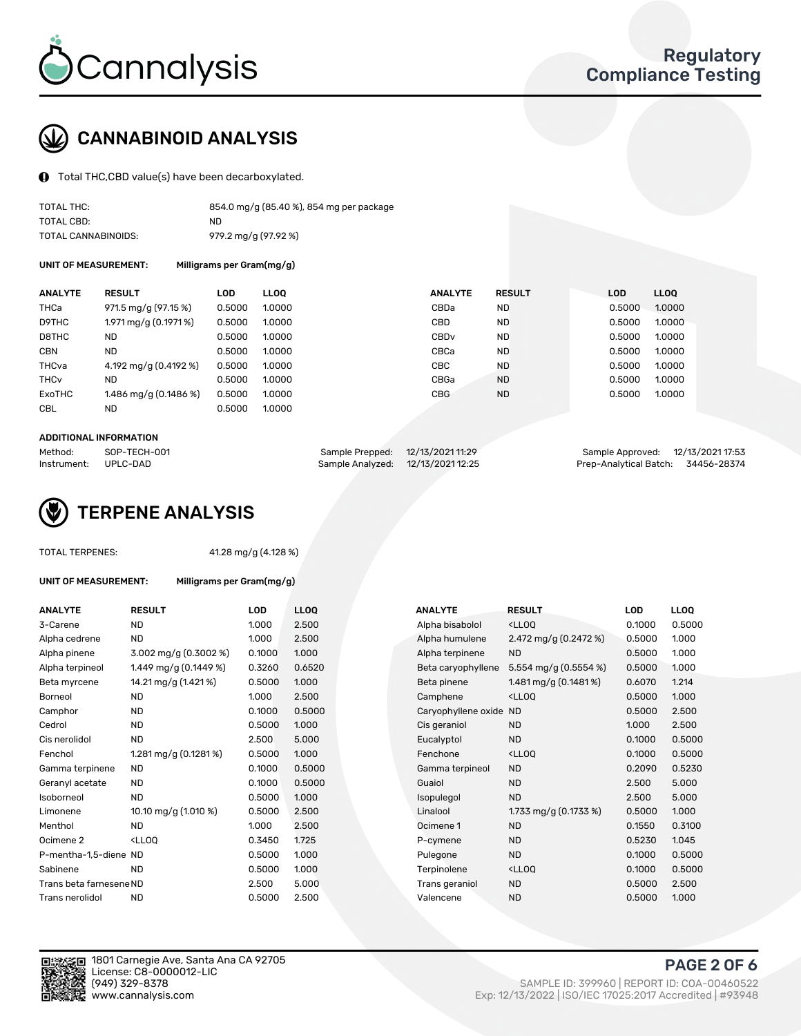Cannalysis

Regulatory Compliance Testing

## CANNABINOID ANALYSIS

Total THC,CBD value(s) have been decarboxylated.

| | |
|---|---|
| TOTAL THC: | 854.0 mg/g (85.40 %), 854 mg per package |
| TOTAL CBD: | ND |
| TOTAL CANNABINOIDS: | 979.2 mg/g (97.92 %) |

**UNIT OF MEASUREMENT:** Milligrams per Gram(mg/g)

| ANALYTE | RESULT | LOD | LLOQ | ANALYTE | RESULT | LOD | LLOQ |
|---|---|---|---|---|---|---|---|
| THCa | 971.5 mg/g (97.15 %) | 0.5000 | 1.0000 | CBDa | ND | 0.5000 | 1.0000 |
| D9THC | 1.971 mg/g (0.1971 %) | 0.5000 | 1.0000 | CBD | ND | 0.5000 | 1.0000 |
| D8THC | ND | 0.5000 | 1.0000 | CBDv | ND | 0.5000 | 1.0000 |
| CBN | ND | 0.5000 | 1.0000 | CBCa | ND | 0.5000 | 1.0000 |
| THCva | 4.192 mg/g (0.4192 %) | 0.5000 | 1.0000 | CBC | ND | 0.5000 | 1.0000 |
| THCv | ND | 0.5000 | 1.0000 | CBGa | ND | 0.5000 | 1.0000 |
| ExoTHC | 1.486 mg/g (0.1486 %) | 0.5000 | 1.0000 | CBG | ND | 0.5000 | 1.0000 |
| CBL | ND | 0.5000 | 1.0000 | | | | |

**ADDITIONAL INFORMATION**

| | | | | | |
|---|---|---|---|---|---|
| Method: | SOP-TECH-001 | Sample Prepped: | 12/13/2021 11:29 | Sample Approved: | 12/13/2021 17:53 |
| Instrument: | UPLC-DAD | Sample Analyzed: | 12/13/2021 12:25 | Prep-Analytical Batch: | 34456-28374 |

## TERPENE ANALYSIS

TOTAL TERPENES: 41.28 mg/g (4.128 %)

**UNIT OF MEASUREMENT:** Milligrams per Gram(mg/g)

| ANALYTE | RESULT | LOD | LLOQ | ANALYTE | RESULT | LOD | LLOQ |
|---|---|---|---|---|---|---|---|
| 3-Carene | ND | 1.000 | 2.500 | Alpha bisabolol | <LLOQ | 0.1000 | 0.5000 |
| Alpha cedrene | ND | 1.000 | 2.500 | Alpha humulene | 2.472 mg/g (0.2472 %) | 0.5000 | 1.000 |
| Alpha pinene | 3.002 mg/g (0.3002 %) | 0.1000 | 1.000 | Alpha terpinene | ND | 0.5000 | 1.000 |
| Alpha terpineol | 1.449 mg/g (0.1449 %) | 0.3260 | 0.6520 | Beta caryophyllene | 5.554 mg/g (0.5554 %) | 0.5000 | 1.000 |
| Beta myrcene | 14.21 mg/g (1.421 %) | 0.5000 | 1.000 | Beta pinene | 1.481 mg/g (0.1481 %) | 0.6070 | 1.214 |
| Borneol | ND | 1.000 | 2.500 | Camphene | <LLOQ | 0.5000 | 1.000 |
| Camphor | ND | 0.1000 | 0.5000 | Caryophyllene oxide | ND | 0.5000 | 2.500 |
| Cedrol | ND | 0.5000 | 1.000 | Cis geraniol | ND | 1.000 | 2.500 |
| Cis nerolidol | ND | 2.500 | 5.000 | Eucalyptol | ND | 0.1000 | 0.5000 |
| Fenchol | 1.281 mg/g (0.1281 %) | 0.5000 | 1.000 | Fenchone | <LLOQ | 0.1000 | 0.5000 |
| Gamma terpinene | ND | 0.1000 | 0.5000 | Gamma terpineol | ND | 0.2090 | 0.5230 |
| Geranyl acetate | ND | 0.1000 | 0.5000 | Guaiol | ND | 2.500 | 5.000 |
| Isoborneol | ND | 0.5000 | 1.000 | Isopulegol | ND | 2.500 | 5.000 |
| Limonene | 10.10 mg/g (1.010 %) | 0.5000 | 2.500 | Linalool | 1.733 mg/g (0.1733 %) | 0.5000 | 1.000 |
| Menthol | ND | 1.000 | 2.500 | Ocimene 1 | ND | 0.1550 | 0.3100 |
| Ocimene 2 | <LLOQ | 0.3450 | 1.725 | P-cymene | ND | 0.5230 | 1.045 |
| P-mentha-1,5-diene | ND | 0.5000 | 1.000 | Pulegone | ND | 0.1000 | 0.5000 |
| Sabinene | ND | 0.5000 | 1.000 | Terpinolene | <LLOQ | 0.1000 | 0.5000 |
| Trans beta farnesene | ND | 2.500 | 5.000 | Trans geraniol | ND | 0.5000 | 2.500 |
| Trans nerolidol | ND | 0.5000 | 2.500 | Valencene | ND | 0.5000 | 1.000 |

1801 Carnegie Ave, Santa Ana CA 92705
License: C8-0000012-LIC
(949) 329-8378
www.cannalysis.com

SAMPLE ID: 399960 | REPORT ID: COA-00460522
Exp: 12/13/2022 | ISO/IEC 17025:2017 Accredited | #93948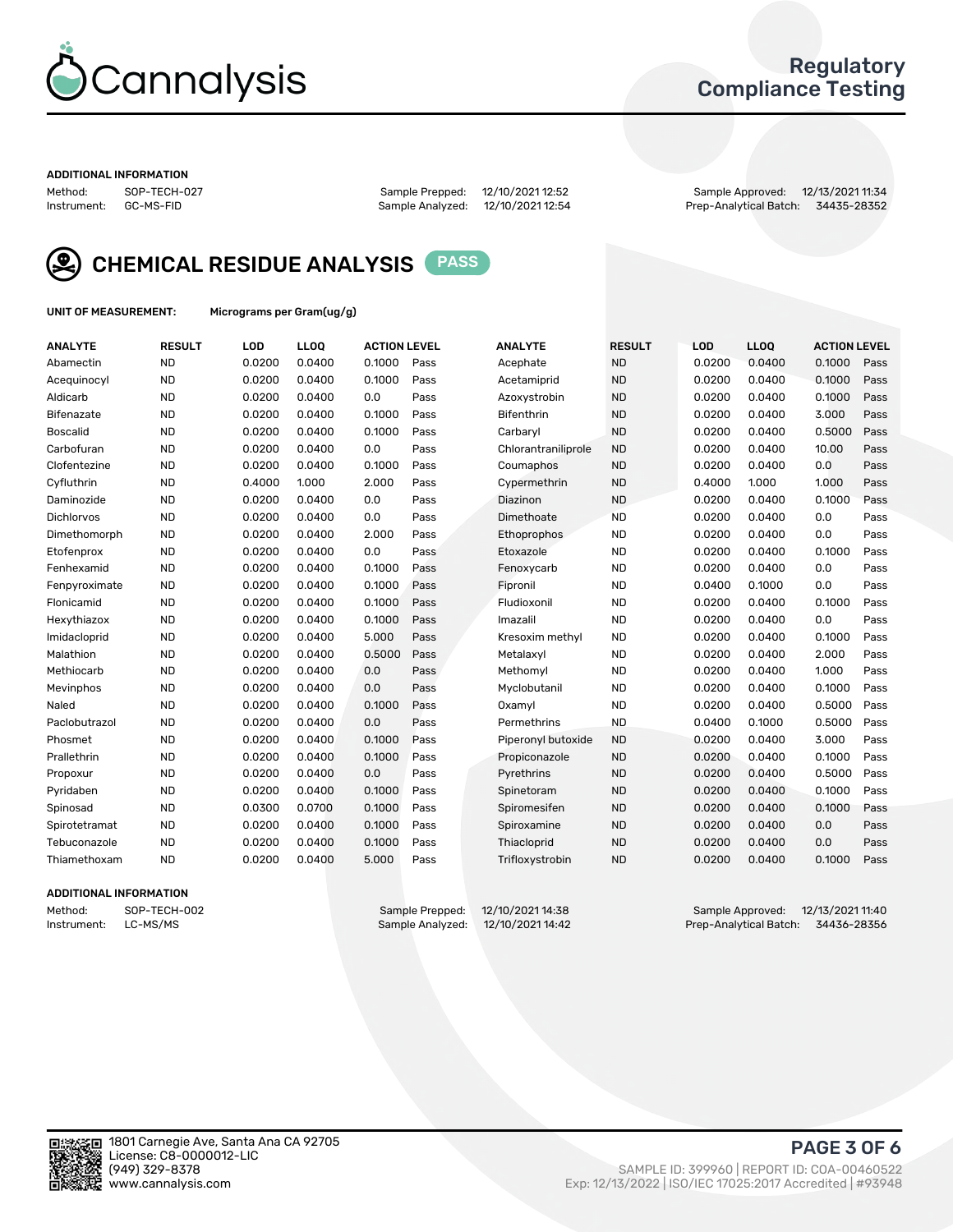# Regulatory Compliance Testing

### ADDITIONAL INFORMATION

Method: SOP-TECH-027
Instrument: GC-MS-FID

Sample Prepped: 12/10/2021 12:52
Sample Analyzed: 12/10/2021 12:54

Sample Approved: 12/13/2021 11:34
Prep-Analytical Batch: 34435-28352

## CHEMICAL RESIDUE ANALYSIS PASS

**UNIT OF MEASUREMENT:** Micrograms per Gram(ug/g)

| ANALYTE | RESULT | LOD | LLOQ | ACTION LEVEL | | ANALYTE | RESULT | LOD | LLOQ | ACTION LEVEL | |
|---|---|---|---|---|---|---|---|---|---|---|---|
| Abamectin | ND | 0.0200 | 0.0400 | 0.1000 | Pass | Acephate | ND | 0.0200 | 0.0400 | 0.1000 | Pass |
| Acequinocyl | ND | 0.0200 | 0.0400 | 0.1000 | Pass | Acetamiprid | ND | 0.0200 | 0.0400 | 0.1000 | Pass |
| Aldicarb | ND | 0.0200 | 0.0400 | 0.0 | Pass | Azoxystrobin | ND | 0.0200 | 0.0400 | 0.1000 | Pass |
| Bifenazate | ND | 0.0200 | 0.0400 | 0.1000 | Pass | Bifenthrin | ND | 0.0200 | 0.0400 | 3.000 | Pass |
| Boscalid | ND | 0.0200 | 0.0400 | 0.1000 | Pass | Carbaryl | ND | 0.0200 | 0.0400 | 0.5000 | Pass |
| Carbofuran | ND | 0.0200 | 0.0400 | 0.0 | Pass | Chlorantraniliprole | ND | 0.0200 | 0.0400 | 10.00 | Pass |
| Clofentezine | ND | 0.0200 | 0.0400 | 0.1000 | Pass | Coumaphos | ND | 0.0200 | 0.0400 | 0.0 | Pass |
| Cyfluthrin | ND | 0.4000 | 1.000 | 2.000 | Pass | Cypermethrin | ND | 0.4000 | 1.000 | 1.000 | Pass |
| Daminozide | ND | 0.0200 | 0.0400 | 0.0 | Pass | Diazinon | ND | 0.0200 | 0.0400 | 0.1000 | Pass |
| Dichlorvos | ND | 0.0200 | 0.0400 | 0.0 | Pass | Dimethoate | ND | 0.0200 | 0.0400 | 0.0 | Pass |
| Dimethomorph | ND | 0.0200 | 0.0400 | 2.000 | Pass | Ethoprophos | ND | 0.0200 | 0.0400 | 0.0 | Pass |
| Etofenprox | ND | 0.0200 | 0.0400 | 0.0 | Pass | Etoxazole | ND | 0.0200 | 0.0400 | 0.1000 | Pass |
| Fenhexamid | ND | 0.0200 | 0.0400 | 0.1000 | Pass | Fenoxycarb | ND | 0.0200 | 0.0400 | 0.0 | Pass |
| Fenpyroximate | ND | 0.0200 | 0.0400 | 0.1000 | Pass | Fipronil | ND | 0.0400 | 0.1000 | 0.0 | Pass |
| Flonicamid | ND | 0.0200 | 0.0400 | 0.1000 | Pass | Fludioxonil | ND | 0.0200 | 0.0400 | 0.1000 | Pass |
| Hexythiazox | ND | 0.0200 | 0.0400 | 0.1000 | Pass | Imazalil | ND | 0.0200 | 0.0400 | 0.0 | Pass |
| Imidacloprid | ND | 0.0200 | 0.0400 | 5.000 | Pass | Kresoxim methyl | ND | 0.0200 | 0.0400 | 0.1000 | Pass |
| Malathion | ND | 0.0200 | 0.0400 | 0.5000 | Pass | Metalaxyl | ND | 0.0200 | 0.0400 | 2.000 | Pass |
| Methiocarb | ND | 0.0200 | 0.0400 | 0.0 | Pass | Methomyl | ND | 0.0200 | 0.0400 | 1.000 | Pass |
| Mevinphos | ND | 0.0200 | 0.0400 | 0.0 | Pass | Myclobutanil | ND | 0.0200 | 0.0400 | 0.1000 | Pass |
| Naled | ND | 0.0200 | 0.0400 | 0.1000 | Pass | Oxamyl | ND | 0.0200 | 0.0400 | 0.5000 | Pass |
| Paclobutrazol | ND | 0.0200 | 0.0400 | 0.0 | Pass | Permethrins | ND | 0.0400 | 0.1000 | 0.5000 | Pass |
| Phosmet | ND | 0.0200 | 0.0400 | 0.1000 | Pass | Piperonyl butoxide | ND | 0.0200 | 0.0400 | 3.000 | Pass |
| Prallethrin | ND | 0.0200 | 0.0400 | 0.1000 | Pass | Propiconazole | ND | 0.0200 | 0.0400 | 0.1000 | Pass |
| Propoxur | ND | 0.0200 | 0.0400 | 0.0 | Pass | Pyrethrins | ND | 0.0200 | 0.0400 | 0.5000 | Pass |
| Pyridaben | ND | 0.0200 | 0.0400 | 0.1000 | Pass | Spinetoram | ND | 0.0200 | 0.0400 | 0.1000 | Pass |
| Spinosad | ND | 0.0300 | 0.0700 | 0.1000 | Pass | Spiromesifen | ND | 0.0200 | 0.0400 | 0.1000 | Pass |
| Spirotetramat | ND | 0.0200 | 0.0400 | 0.1000 | Pass | Spiroxamine | ND | 0.0200 | 0.0400 | 0.0 | Pass |
| Tebuconazole | ND | 0.0200 | 0.0400 | 0.1000 | Pass | Thiacloprid | ND | 0.0200 | 0.0400 | 0.0 | Pass |
| Thiamethoxam | ND | 0.0200 | 0.0400 | 5.000 | Pass | Trifloxystrobin | ND | 0.0200 | 0.0400 | 0.1000 | Pass |

### ADDITIONAL INFORMATION

Method: SOP-TECH-002
Instrument: LC-MS/MS

Sample Prepped: 12/10/2021 14:38
Sample Analyzed: 12/10/2021 14:42

Sample Approved: 12/13/2021 11:40
Prep-Analytical Batch: 34436-28356

1801 Carnegie Ave, Santa Ana CA 92705
License: C8-0000012-LIC
(949) 329-8378
www.cannalysis.com

SAMPLE ID: 399960 | REPORT ID: COA-00460522
Exp: 12/13/2022 | ISO/IEC 17025:2017 Accredited | #93948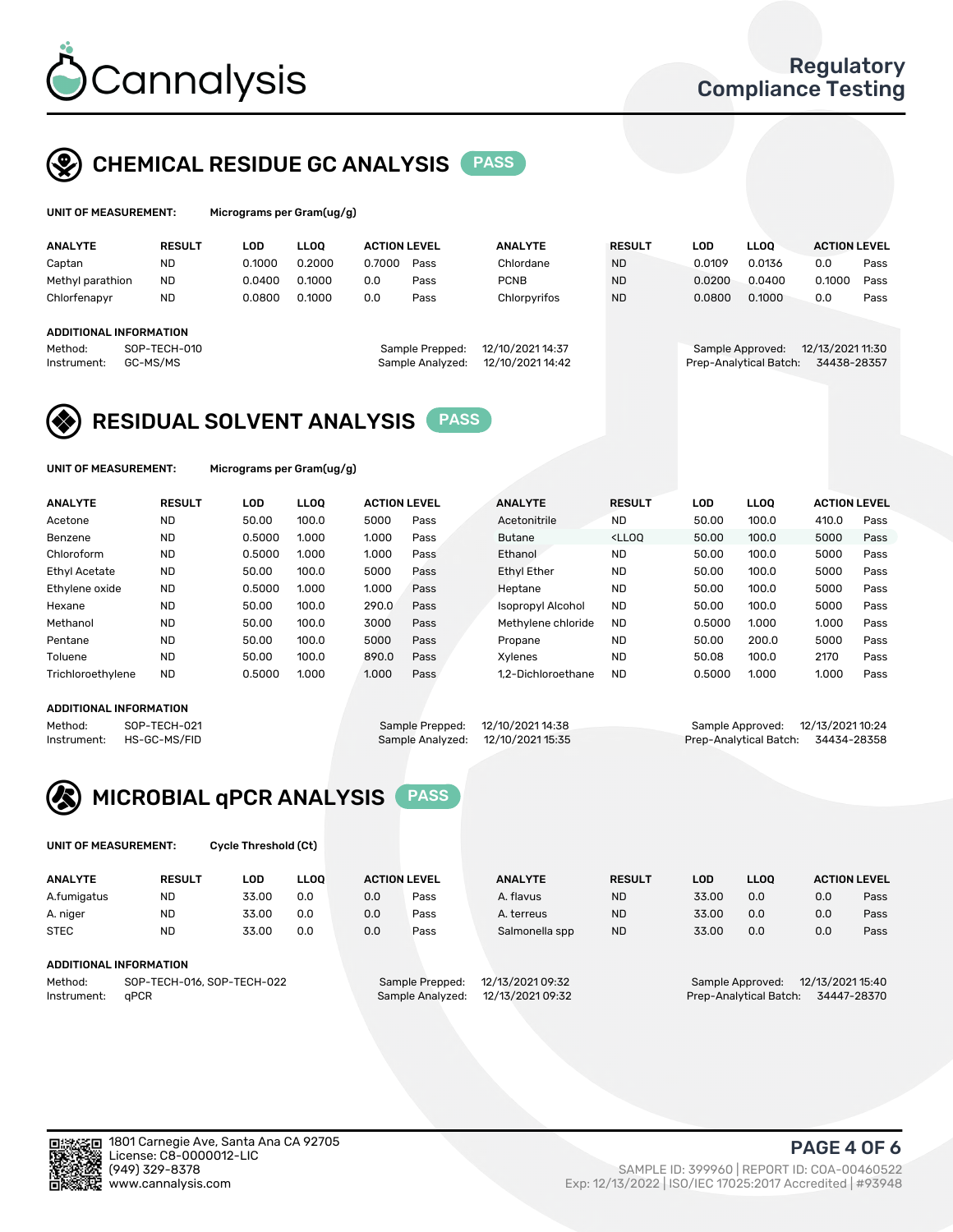# Cannalysis

## Regulatory Compliance Testing

## CHEMICAL RESIDUE GC ANALYSIS PASS

**UNIT OF MEASUREMENT:** Micrograms per Gram(ug/g)

| ANALYTE | RESULT | LOD | LLOQ | ACTION LEVEL | | ANALYTE | RESULT | LOD | LLOQ | ACTION LEVEL | |
|---|---|---|---|---|---|---|---|---|---|---|---|
| Captan | ND | 0.1000 | 0.2000 | 0.7000 | Pass | Chlordane | ND | 0.0109 | 0.0136 | 0.0 | Pass |
| Methyl parathion | ND | 0.0400 | 0.1000 | 0.0 | Pass | PCNB | ND | 0.0200 | 0.0400 | 0.1000 | Pass |
| Chlorfenapyr | ND | 0.0800 | 0.1000 | 0.0 | Pass | Chlorpyrifos | ND | 0.0800 | 0.1000 | 0.0 | Pass |

**ADDITIONAL INFORMATION**

Method: SOP-TECH-010
Instrument: GC-MS/MS
Sample Prepped: 12/10/2021 14:37
Sample Analyzed: 12/10/2021 14:42
Sample Approved: 12/13/2021 11:30
Prep-Analytical Batch: 34438-28357

## RESIDUAL SOLVENT ANALYSIS PASS

**UNIT OF MEASUREMENT:** Micrograms per Gram(ug/g)

| ANALYTE | RESULT | LOD | LLOQ | ACTION LEVEL | | ANALYTE | RESULT | LOD | LLOQ | ACTION LEVEL | |
|---|---|---|---|---|---|---|---|---|---|---|---|
| Acetone | ND | 50.00 | 100.0 | 5000 | Pass | Acetonitrile | ND | 50.00 | 100.0 | 410.0 | Pass |
| Benzene | ND | 0.5000 | 1.000 | 1.000 | Pass | Butane | <LLOQ | 50.00 | 100.0 | 5000 | Pass |
| Chloroform | ND | 0.5000 | 1.000 | 1.000 | Pass | Ethanol | ND | 50.00 | 100.0 | 5000 | Pass |
| Ethyl Acetate | ND | 50.00 | 100.0 | 5000 | Pass | Ethyl Ether | ND | 50.00 | 100.0 | 5000 | Pass |
| Ethylene oxide | ND | 0.5000 | 1.000 | 1.000 | Pass | Heptane | ND | 50.00 | 100.0 | 5000 | Pass |
| Hexane | ND | 50.00 | 100.0 | 290.0 | Pass | Isopropyl Alcohol | ND | 50.00 | 100.0 | 5000 | Pass |
| Methanol | ND | 50.00 | 100.0 | 3000 | Pass | Methylene chloride | ND | 0.5000 | 1.000 | 1.000 | Pass |
| Pentane | ND | 50.00 | 100.0 | 5000 | Pass | Propane | ND | 50.00 | 200.0 | 5000 | Pass |
| Toluene | ND | 50.00 | 100.0 | 890.0 | Pass | Xylenes | ND | 50.08 | 100.0 | 2170 | Pass |
| Trichloroethylene | ND | 0.5000 | 1.000 | 1.000 | Pass | 1,2-Dichloroethane | ND | 0.5000 | 1.000 | 1.000 | Pass |

**ADDITIONAL INFORMATION**

Method: SOP-TECH-021
Instrument: HS-GC-MS/FID
Sample Prepped: 12/10/2021 14:38
Sample Analyzed: 12/10/2021 15:35
Sample Approved: 12/13/2021 10:24
Prep-Analytical Batch: 34434-28358

## MICROBIAL qPCR ANALYSIS PASS

**UNIT OF MEASUREMENT:** Cycle Threshold (Ct)

| ANALYTE | RESULT | LOD | LLOQ | ACTION LEVEL | | ANALYTE | RESULT | LOD | LLOQ | ACTION LEVEL | |
|---|---|---|---|---|---|---|---|---|---|---|---|
| A.fumigatus | ND | 33.00 | 0.0 | 0.0 | Pass | A. flavus | ND | 33.00 | 0.0 | 0.0 | Pass |
| A. niger | ND | 33.00 | 0.0 | 0.0 | Pass | A. terreus | ND | 33.00 | 0.0 | 0.0 | Pass |
| STEC | ND | 33.00 | 0.0 | 0.0 | Pass | Salmonella spp | ND | 33.00 | 0.0 | 0.0 | Pass |

**ADDITIONAL INFORMATION**

Method: SOP-TECH-016, SOP-TECH-022
Instrument: qPCR
Sample Prepped: 12/13/2021 09:32
Sample Analyzed: 12/13/2021 09:32
Sample Approved: 12/13/2021 15:40
Prep-Analytical Batch: 34447-28370

1801 Carnegie Ave, Santa Ana CA 92705
License: C8-0000012-LIC
(949) 329-8378
www.cannalysis.com

SAMPLE ID: 399960 | REPORT ID: COA-00460522
Exp: 12/13/2022 | ISO/IEC 17025:2017 Accredited | #93948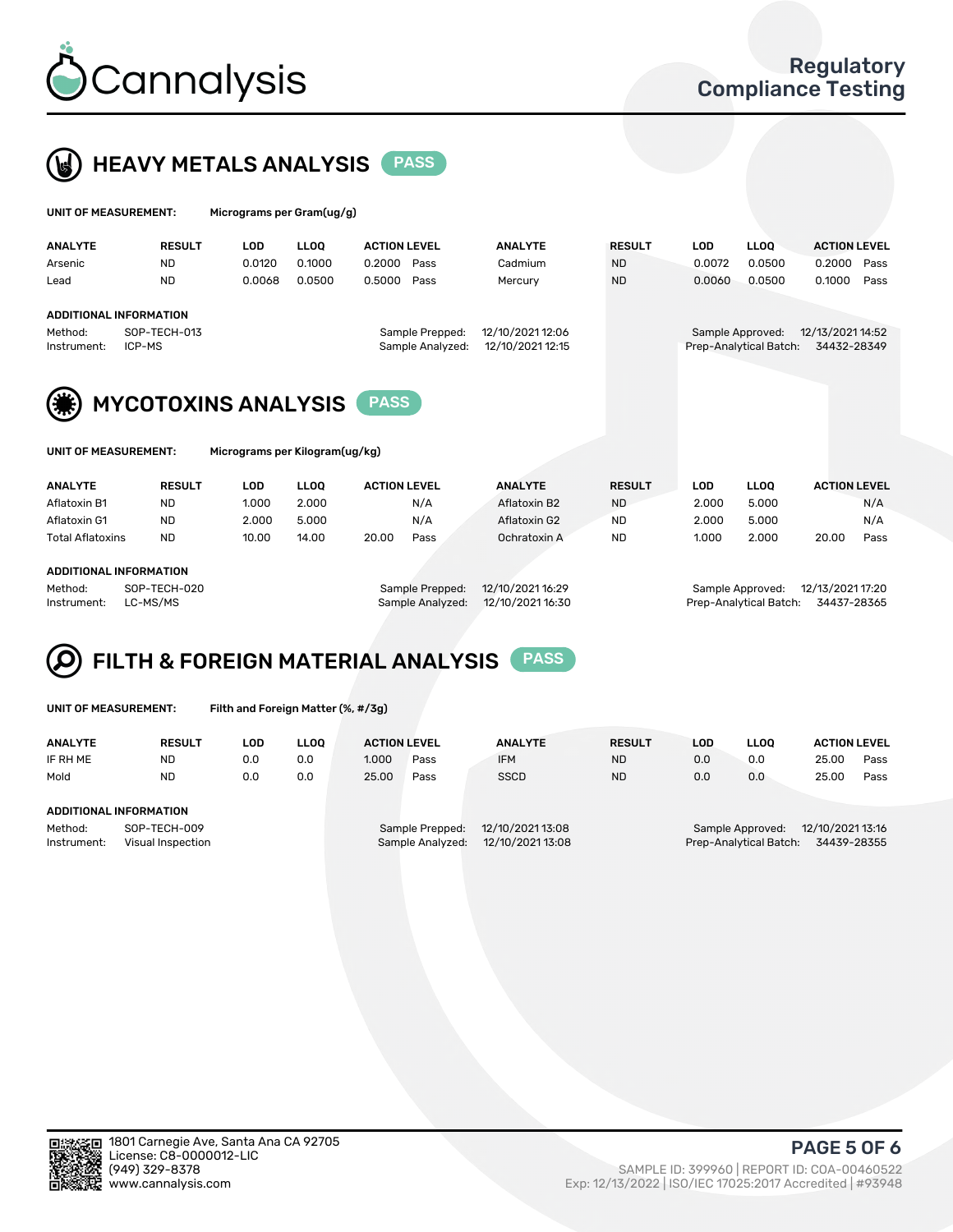# Cannalysis

Regulatory Compliance Testing

## HEAVY METALS ANALYSIS PASS

**UNIT OF MEASUREMENT:** Micrograms per Gram(ug/g)

| ANALYTE | RESULT | LOD | LLOQ | ACTION LEVEL | | ANALYTE | RESULT | LOD | LLOQ | ACTION LEVEL | |
|---|---|---|---|---|---|---|---|---|---|---|---|
| Arsenic | ND | 0.0120 | 0.1000 | 0.2000 | Pass | Cadmium | ND | 0.0072 | 0.0500 | 0.2000 | Pass |
| Lead | ND | 0.0068 | 0.0500 | 0.5000 | Pass | Mercury | ND | 0.0060 | 0.0500 | 0.1000 | Pass |

**ADDITIONAL INFORMATION**

Method: SOP-TECH-013
Instrument: ICP-MS
Sample Prepped: 12/10/2021 12:06
Sample Analyzed: 12/10/2021 12:15
Sample Approved: 12/13/2021 14:52
Prep-Analytical Batch: 34432-28349

## MYCOTOXINS ANALYSIS PASS

**UNIT OF MEASUREMENT:** Micrograms per Kilogram(ug/kg)

| ANALYTE | RESULT | LOD | LLOQ | ACTION LEVEL | | ANALYTE | RESULT | LOD | LLOQ | ACTION LEVEL | |
|---|---|---|---|---|---|---|---|---|---|---|---|
| Aflatoxin B1 | ND | 1.000 | 2.000 | | N/A | Aflatoxin B2 | ND | 2.000 | 5.000 | | N/A |
| Aflatoxin G1 | ND | 2.000 | 5.000 | | N/A | Aflatoxin G2 | ND | 2.000 | 5.000 | | N/A |
| Total Aflatoxins | ND | 10.00 | 14.00 | 20.00 | Pass | Ochratoxin A | ND | 1.000 | 2.000 | 20.00 | Pass |

**ADDITIONAL INFORMATION**

Method: SOP-TECH-020
Instrument: LC-MS/MS
Sample Prepped: 12/10/2021 16:29
Sample Analyzed: 12/10/2021 16:30
Sample Approved: 12/13/2021 17:20
Prep-Analytical Batch: 34437-28365

## FILTH & FOREIGN MATERIAL ANALYSIS PASS

**UNIT OF MEASUREMENT:** Filth and Foreign Matter (%, #/3g)

| ANALYTE | RESULT | LOD | LLOQ | ACTION LEVEL | | ANALYTE | RESULT | LOD | LLOQ | ACTION LEVEL | |
|---|---|---|---|---|---|---|---|---|---|---|---|
| IF RH ME | ND | 0.0 | 0.0 | 1.000 | Pass | IFM | ND | 0.0 | 0.0 | 25.00 | Pass |
| Mold | ND | 0.0 | 0.0 | 25.00 | Pass | SSCD | ND | 0.0 | 0.0 | 25.00 | Pass |

**ADDITIONAL INFORMATION**

Method: SOP-TECH-009
Instrument: Visual Inspection
Sample Prepped: 12/10/2021 13:08
Sample Analyzed: 12/10/2021 13:08
Sample Approved: 12/10/2021 13:16
Prep-Analytical Batch: 34439-28355

1801 Carnegie Ave, Santa Ana CA 92705
License: C8-0000012-LIC
(949) 329-8378
www.cannalysis.com

SAMPLE ID: 399960 | REPORT ID: COA-00460522
Exp: 12/13/2022 | ISO/IEC 17025:2017 Accredited | #93948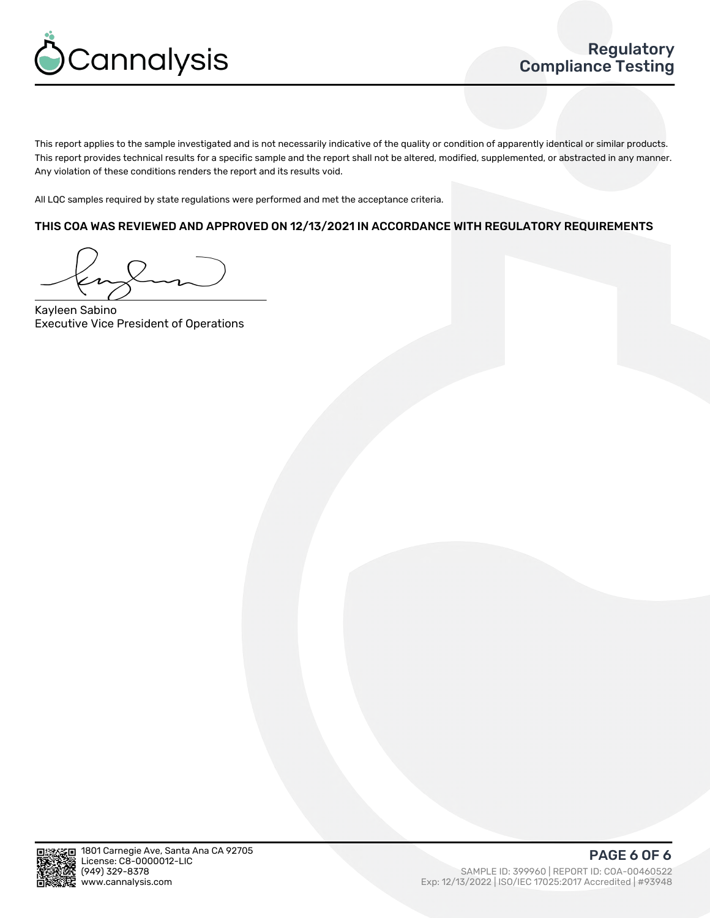This report applies to the sample investigated and is not necessarily indicative of the quality or condition of apparently identical or similar products. This report provides technical results for a specific sample and the report shall not be altered, modified, supplemented, or abstracted in any manner. Any violation of these conditions renders the report and its results void.

All LQC samples required by state regulations were performed and met the acceptance criteria.

**THIS COA WAS REVIEWED AND APPROVED ON 12/13/2021 IN ACCORDANCE WITH REGULATORY REQUIREMENTS**

Kayleen Sabino
Executive Vice President of Operations